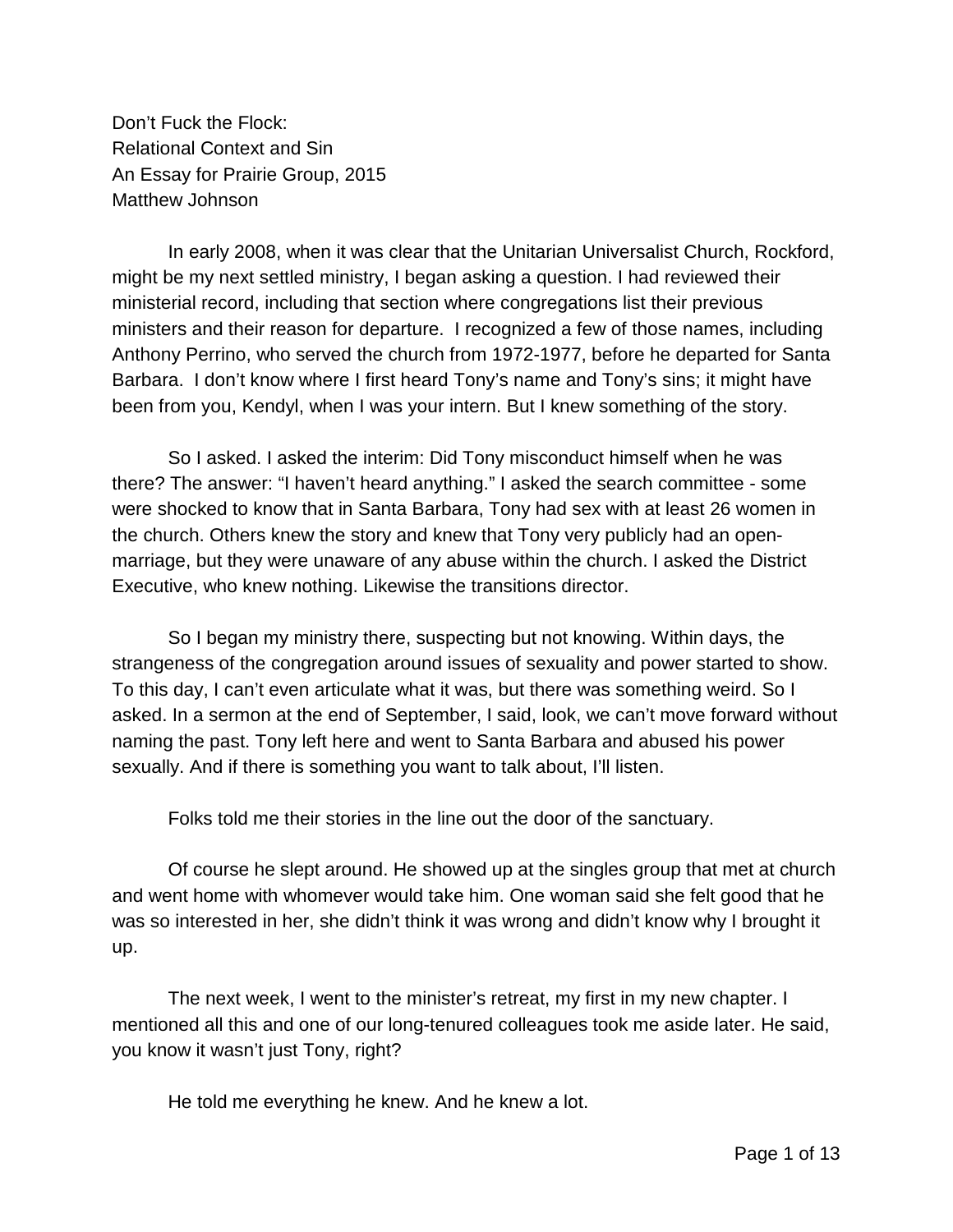Don't Fuck the Flock:
Relational Context and Sin
An Essay for Prairie Group, 2015
Matthew Johnson

In early 2008, when it was clear that the Unitarian Universalist Church, Rockford, might be my next settled ministry, I began asking a question. I had reviewed their ministerial record, including that section where congregations list their previous ministers and their reason for departure. I recognized a few of those names, including Anthony Perrino, who served the church from 1972-1977, before he departed for Santa Barbara. I don't know where I first heard Tony's name and Tony's sins; it might have been from you, Kendyl, when I was your intern. But I knew something of the story.

So I asked. I asked the interim: Did Tony misconduct himself when he was there? The answer: "I haven't heard anything." I asked the search committee - some were shocked to know that in Santa Barbara, Tony had sex with at least 26 women in the church. Others knew the story and knew that Tony very publicly had an open-marriage, but they were unaware of any abuse within the church. I asked the District Executive, who knew nothing. Likewise the transitions director.

So I began my ministry there, suspecting but not knowing. Within days, the strangeness of the congregation around issues of sexuality and power started to show. To this day, I can't even articulate what it was, but there was something weird. So I asked. In a sermon at the end of September, I said, look, we can't move forward without naming the past. Tony left here and went to Santa Barbara and abused his power sexually. And if there is something you want to talk about, I'll listen.

Folks told me their stories in the line out the door of the sanctuary.

Of course he slept around. He showed up at the singles group that met at church and went home with whomever would take him. One woman said she felt good that he was so interested in her, she didn't think it was wrong and didn't know why I brought it up.

The next week, I went to the minister's retreat, my first in my new chapter. I mentioned all this and one of our long-tenured colleagues took me aside later. He said, you know it wasn't just Tony, right?

He told me everything he knew. And he knew a lot.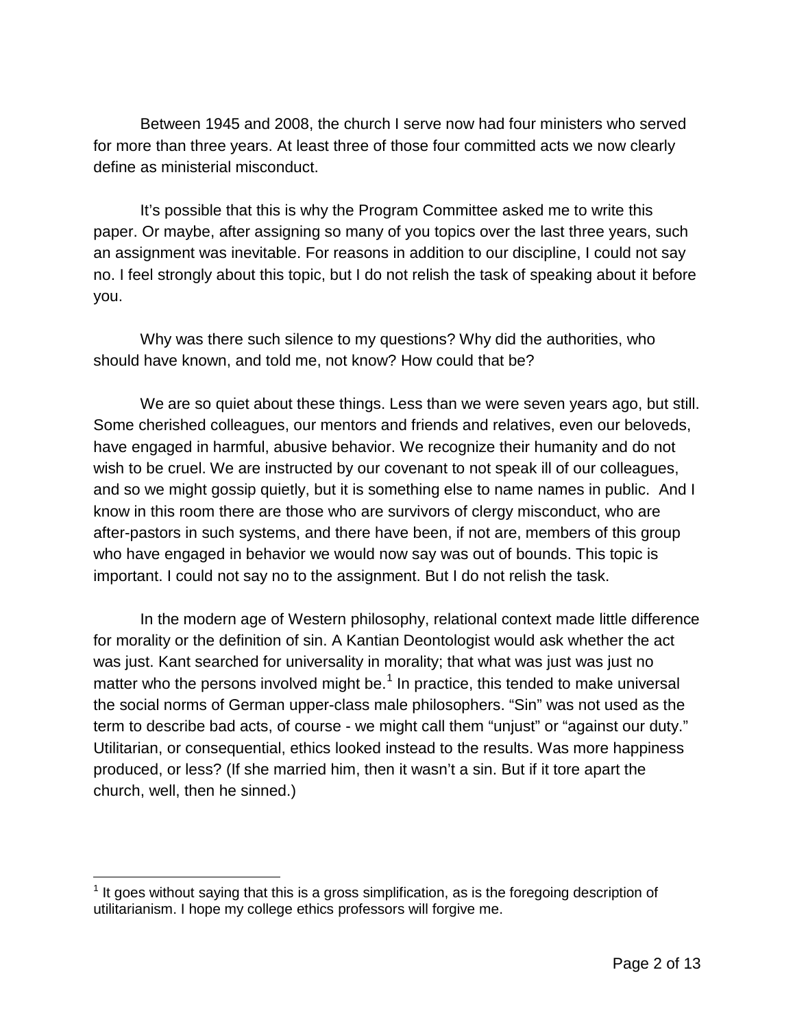Between 1945 and 2008, the church I serve now had four ministers who served for more than three years. At least three of those four committed acts we now clearly define as ministerial misconduct.

It's possible that this is why the Program Committee asked me to write this paper. Or maybe, after assigning so many of you topics over the last three years, such an assignment was inevitable. For reasons in addition to our discipline, I could not say no. I feel strongly about this topic, but I do not relish the task of speaking about it before you.

Why was there such silence to my questions? Why did the authorities, who should have known, and told me, not know? How could that be?

We are so quiet about these things. Less than we were seven years ago, but still. Some cherished colleagues, our mentors and friends and relatives, even our beloveds, have engaged in harmful, abusive behavior. We recognize their humanity and do not wish to be cruel. We are instructed by our covenant to not speak ill of our colleagues, and so we might gossip quietly, but it is something else to name names in public. And I know in this room there are those who are survivors of clergy misconduct, who are after-pastors in such systems, and there have been, if not are, members of this group who have engaged in behavior we would now say was out of bounds. This topic is important. I could not say no to the assignment. But I do not relish the task.

In the modern age of Western philosophy, relational context made little difference for morality or the definition of sin. A Kantian Deontologist would ask whether the act was just. Kant searched for universality in morality; that what was just was just no matter who the persons involved might be.[1] In practice, this tended to make universal the social norms of German upper-class male philosophers. "Sin" was not used as the term to describe bad acts, of course - we might call them "unjust" or "against our duty." Utilitarian, or consequential, ethics looked instead to the results. Was more happiness produced, or less? (If she married him, then it wasn't a sin. But if it tore apart the church, well, then he sinned.)

[1] It goes without saying that this is a gross simplification, as is the foregoing description of utilitarianism. I hope my college ethics professors will forgive me.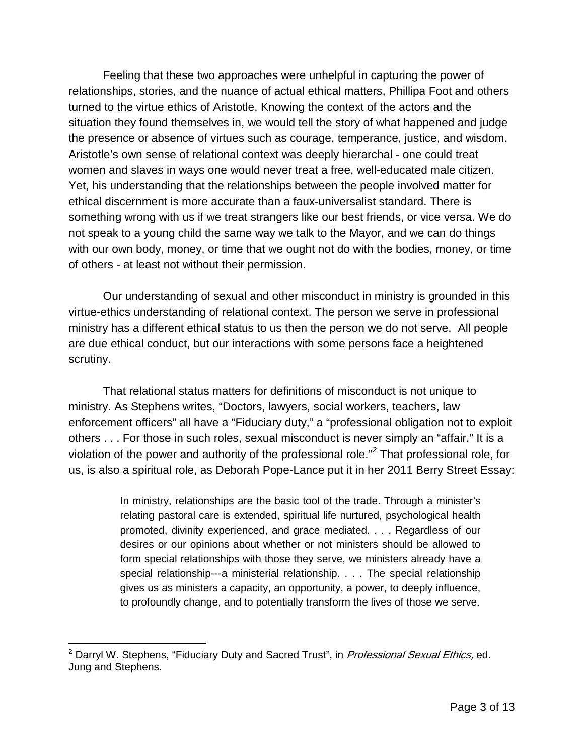Feeling that these two approaches were unhelpful in capturing the power of relationships, stories, and the nuance of actual ethical matters, Phillipa Foot and others turned to the virtue ethics of Aristotle. Knowing the context of the actors and the situation they found themselves in, we would tell the story of what happened and judge the presence or absence of virtues such as courage, temperance, justice, and wisdom. Aristotle's own sense of relational context was deeply hierarchal - one could treat women and slaves in ways one would never treat a free, well-educated male citizen. Yet, his understanding that the relationships between the people involved matter for ethical discernment is more accurate than a faux-universalist standard. There is something wrong with us if we treat strangers like our best friends, or vice versa. We do not speak to a young child the same way we talk to the Mayor, and we can do things with our own body, money, or time that we ought not do with the bodies, money, or time of others - at least not without their permission.

Our understanding of sexual and other misconduct in ministry is grounded in this virtue-ethics understanding of relational context. The person we serve in professional ministry has a different ethical status to us then the person we do not serve. All people are due ethical conduct, but our interactions with some persons face a heightened scrutiny.

That relational status matters for definitions of misconduct is not unique to ministry. As Stephens writes, "Doctors, lawyers, social workers, teachers, law enforcement officers" all have a "Fiduciary duty," a "professional obligation not to exploit others . . . For those in such roles, sexual misconduct is never simply an "affair." It is a violation of the power and authority of the professional role."[2] That professional role, for us, is also a spiritual role, as Deborah Pope-Lance put it in her 2011 Berry Street Essay:

> In ministry, relationships are the basic tool of the trade. Through a minister's relating pastoral care is extended, spiritual life nurtured, psychological health promoted, divinity experienced, and grace mediated. . . . Regardless of our desires or our opinions about whether or not ministers should be allowed to form special relationships with those they serve, we ministers already have a special relationship---a ministerial relationship. . . . The special relationship gives us as ministers a capacity, an opportunity, a power, to deeply influence, to profoundly change, and to potentially transform the lives of those we serve.

[2] Darryl W. Stephens, "Fiduciary Duty and Sacred Trust", in *Professional Sexual Ethics,* ed. Jung and Stephens.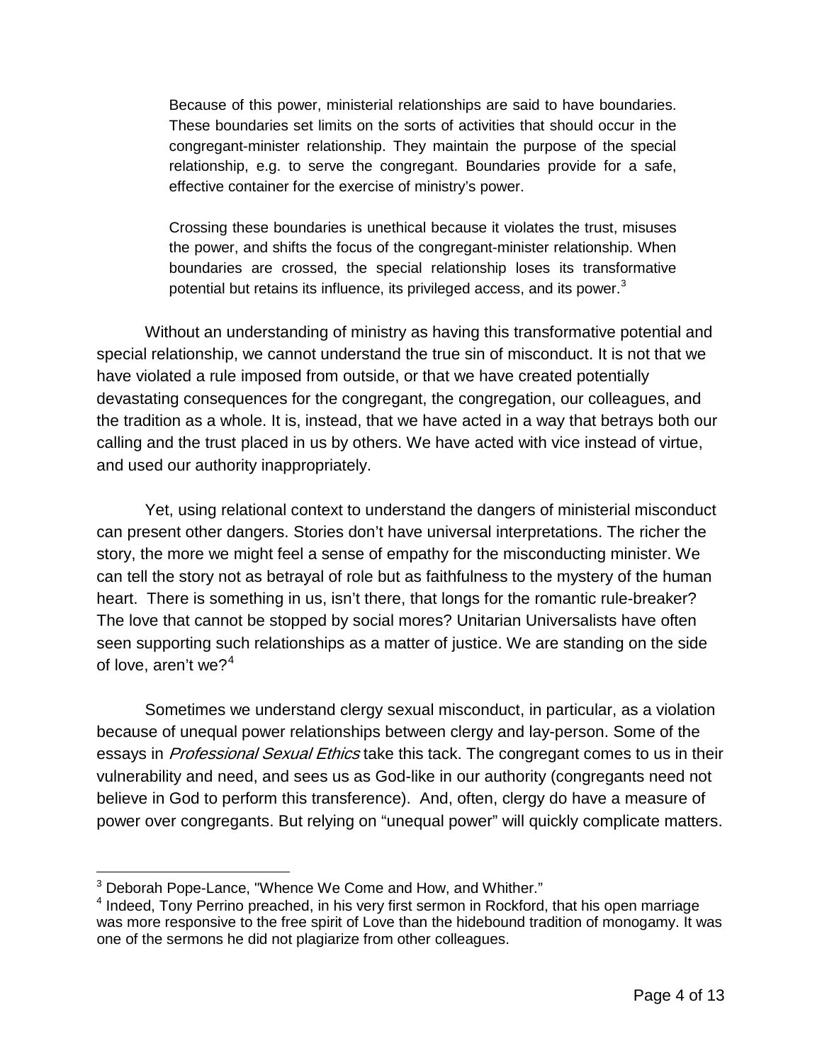> Because of this power, ministerial relationships are said to have boundaries. These boundaries set limits on the sorts of activities that should occur in the congregant-minister relationship. They maintain the purpose of the special relationship, e.g. to serve the congregant. Boundaries provide for a safe, effective container for the exercise of ministry's power.
>
> Crossing these boundaries is unethical because it violates the trust, misuses the power, and shifts the focus of the congregant-minister relationship. When boundaries are crossed, the special relationship loses its transformative potential but retains its influence, its privileged access, and its power.[3]

Without an understanding of ministry as having this transformative potential and special relationship, we cannot understand the true sin of misconduct. It is not that we have violated a rule imposed from outside, or that we have created potentially devastating consequences for the congregant, the congregation, our colleagues, and the tradition as a whole. It is, instead, that we have acted in a way that betrays both our calling and the trust placed in us by others. We have acted with vice instead of virtue, and used our authority inappropriately.

Yet, using relational context to understand the dangers of ministerial misconduct can present other dangers. Stories don't have universal interpretations. The richer the story, the more we might feel a sense of empathy for the misconducting minister. We can tell the story not as betrayal of role but as faithfulness to the mystery of the human heart. There is something in us, isn't there, that longs for the romantic rule-breaker? The love that cannot be stopped by social mores? Unitarian Universalists have often seen supporting such relationships as a matter of justice. We are standing on the side of love, aren't we?[4]

Sometimes we understand clergy sexual misconduct, in particular, as a violation because of unequal power relationships between clergy and lay-person. Some of the essays in *Professional Sexual Ethics* take this tack. The congregant comes to us in their vulnerability and need, and sees us as God-like in our authority (congregants need not believe in God to perform this transference). And, often, clergy do have a measure of power over congregants. But relying on "unequal power" will quickly complicate matters.

---

[3] Deborah Pope-Lance, "Whence We Come and How, and Whither."

[4] Indeed, Tony Perrino preached, in his very first sermon in Rockford, that his open marriage was more responsive to the free spirit of Love than the hidebound tradition of monogamy. It was one of the sermons he did not plagiarize from other colleagues.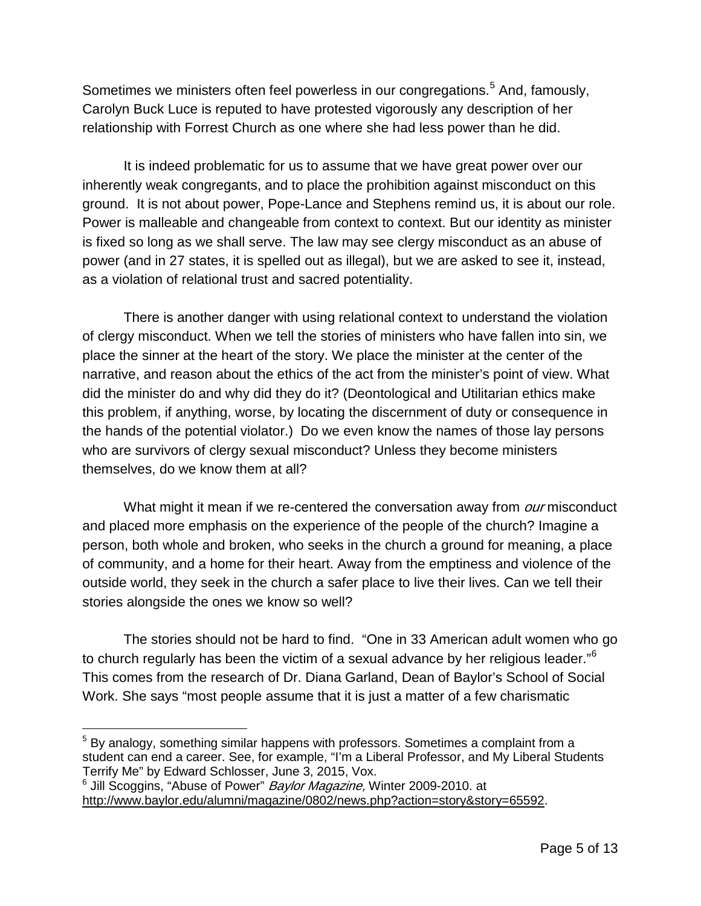Sometimes we ministers often feel powerless in our congregations.[5] And, famously, Carolyn Buck Luce is reputed to have protested vigorously any description of her relationship with Forrest Church as one where she had less power than he did.

It is indeed problematic for us to assume that we have great power over our inherently weak congregants, and to place the prohibition against misconduct on this ground. It is not about power, Pope-Lance and Stephens remind us, it is about our role. Power is malleable and changeable from context to context. But our identity as minister is fixed so long as we shall serve. The law may see clergy misconduct as an abuse of power (and in 27 states, it is spelled out as illegal), but we are asked to see it, instead, as a violation of relational trust and sacred potentiality.

There is another danger with using relational context to understand the violation of clergy misconduct. When we tell the stories of ministers who have fallen into sin, we place the sinner at the heart of the story. We place the minister at the center of the narrative, and reason about the ethics of the act from the minister's point of view. What did the minister do and why did they do it? (Deontological and Utilitarian ethics make this problem, if anything, worse, by locating the discernment of duty or consequence in the hands of the potential violator.) Do we even know the names of those lay persons who are survivors of clergy sexual misconduct? Unless they become ministers themselves, do we know them at all?

What might it mean if we re-centered the conversation away from *our* misconduct and placed more emphasis on the experience of the people of the church? Imagine a person, both whole and broken, who seeks in the church a ground for meaning, a place of community, and a home for their heart. Away from the emptiness and violence of the outside world, they seek in the church a safer place to live their lives. Can we tell their stories alongside the ones we know so well?

The stories should not be hard to find. "One in 33 American adult women who go to church regularly has been the victim of a sexual advance by her religious leader."[6] This comes from the research of Dr. Diana Garland, Dean of Baylor's School of Social Work. She says "most people assume that it is just a matter of a few charismatic

---

[5] By analogy, something similar happens with professors. Sometimes a complaint from a student can end a career. See, for example, "I'm a Liberal Professor, and My Liberal Students Terrify Me" by Edward Schlosser, June 3, 2015, Vox.

[6] Jill Scoggins, "Abuse of Power" *Baylor Magazine,* Winter 2009-2010. at http://www.baylor.edu/alumni/magazine/0802/news.php?action=story&story=65592.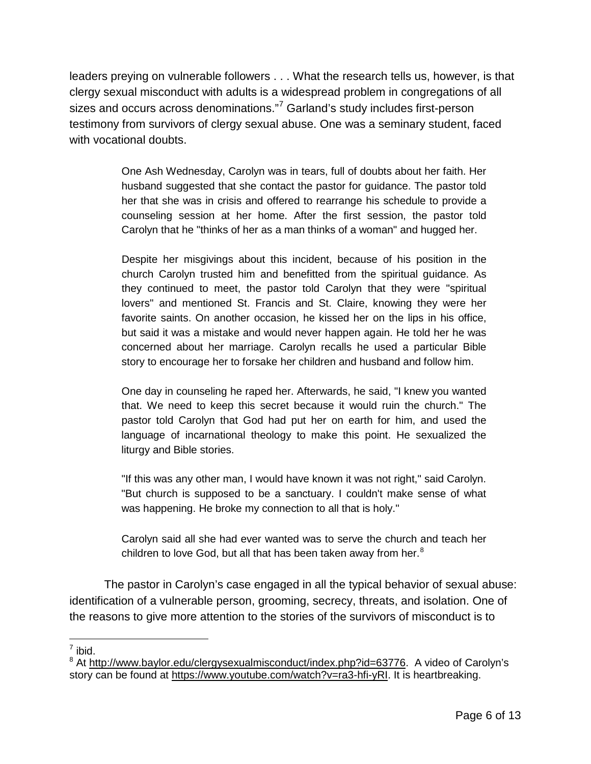leaders preying on vulnerable followers . . . What the research tells us, however, is that clergy sexual misconduct with adults is a widespread problem in congregations of all sizes and occurs across denominations."[7] Garland's study includes first-person testimony from survivors of clergy sexual abuse. One was a seminary student, faced with vocational doubts.

> One Ash Wednesday, Carolyn was in tears, full of doubts about her faith. Her husband suggested that she contact the pastor for guidance. The pastor told her that she was in crisis and offered to rearrange his schedule to provide a counseling session at her home. After the first session, the pastor told Carolyn that he "thinks of her as a man thinks of a woman" and hugged her.
>
> Despite her misgivings about this incident, because of his position in the church Carolyn trusted him and benefitted from the spiritual guidance. As they continued to meet, the pastor told Carolyn that they were "spiritual lovers" and mentioned St. Francis and St. Claire, knowing they were her favorite saints. On another occasion, he kissed her on the lips in his office, but said it was a mistake and would never happen again. He told her he was concerned about her marriage. Carolyn recalls he used a particular Bible story to encourage her to forsake her children and husband and follow him.
>
> One day in counseling he raped her. Afterwards, he said, "I knew you wanted that. We need to keep this secret because it would ruin the church." The pastor told Carolyn that God had put her on earth for him, and used the language of incarnational theology to make this point. He sexualized the liturgy and Bible stories.
>
> "If this was any other man, I would have known it was not right," said Carolyn. "But church is supposed to be a sanctuary. I couldn't make sense of what was happening. He broke my connection to all that is holy."
>
> Carolyn said all she had ever wanted was to serve the church and teach her children to love God, but all that has been taken away from her.[8]

The pastor in Carolyn's case engaged in all the typical behavior of sexual abuse: identification of a vulnerable person, grooming, secrecy, threats, and isolation. One of the reasons to give more attention to the stories of the survivors of misconduct is to

---

[7] ibid.

[8] At http://www.baylor.edu/clergysexualmisconduct/index.php?id=63776. A video of Carolyn's story can be found at https://www.youtube.com/watch?v=ra3-hfi-yRI. It is heartbreaking.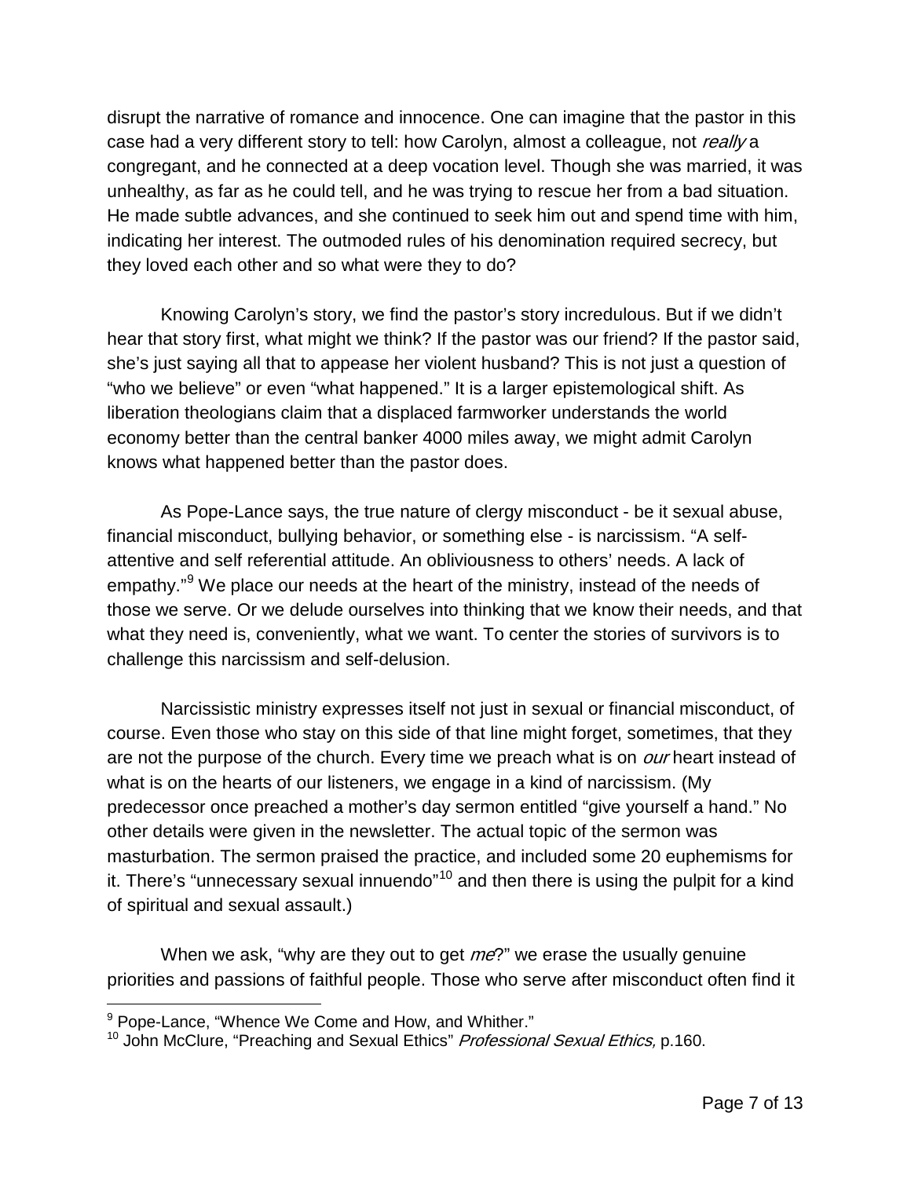disrupt the narrative of romance and innocence. One can imagine that the pastor in this case had a very different story to tell: how Carolyn, almost a colleague, not *really* a congregant, and he connected at a deep vocation level. Though she was married, it was unhealthy, as far as he could tell, and he was trying to rescue her from a bad situation. He made subtle advances, and she continued to seek him out and spend time with him, indicating her interest. The outmoded rules of his denomination required secrecy, but they loved each other and so what were they to do?

Knowing Carolyn's story, we find the pastor's story incredulous. But if we didn't hear that story first, what might we think? If the pastor was our friend? If the pastor said, she's just saying all that to appease her violent husband? This is not just a question of "who we believe" or even "what happened." It is a larger epistemological shift. As liberation theologians claim that a displaced farmworker understands the world economy better than the central banker 4000 miles away, we might admit Carolyn knows what happened better than the pastor does.

As Pope-Lance says, the true nature of clergy misconduct - be it sexual abuse, financial misconduct, bullying behavior, or something else - is narcissism. "A self-attentive and self referential attitude. An obliviousness to others' needs. A lack of empathy."[9] We place our needs at the heart of the ministry, instead of the needs of those we serve. Or we delude ourselves into thinking that we know their needs, and that what they need is, conveniently, what we want. To center the stories of survivors is to challenge this narcissism and self-delusion.

Narcissistic ministry expresses itself not just in sexual or financial misconduct, of course. Even those who stay on this side of that line might forget, sometimes, that they are not the purpose of the church. Every time we preach what is on *our* heart instead of what is on the hearts of our listeners, we engage in a kind of narcissism. (My predecessor once preached a mother's day sermon entitled "give yourself a hand." No other details were given in the newsletter. The actual topic of the sermon was masturbation. The sermon praised the practice, and included some 20 euphemisms for it. There's "unnecessary sexual innuendo"[10] and then there is using the pulpit for a kind of spiritual and sexual assault.)

When we ask, "why are they out to get *me*?" we erase the usually genuine priorities and passions of faithful people. Those who serve after misconduct often find it

---

[9] Pope-Lance, "Whence We Come and How, and Whither."

[10] John McClure, "Preaching and Sexual Ethics" *Professional Sexual Ethics,* p.160.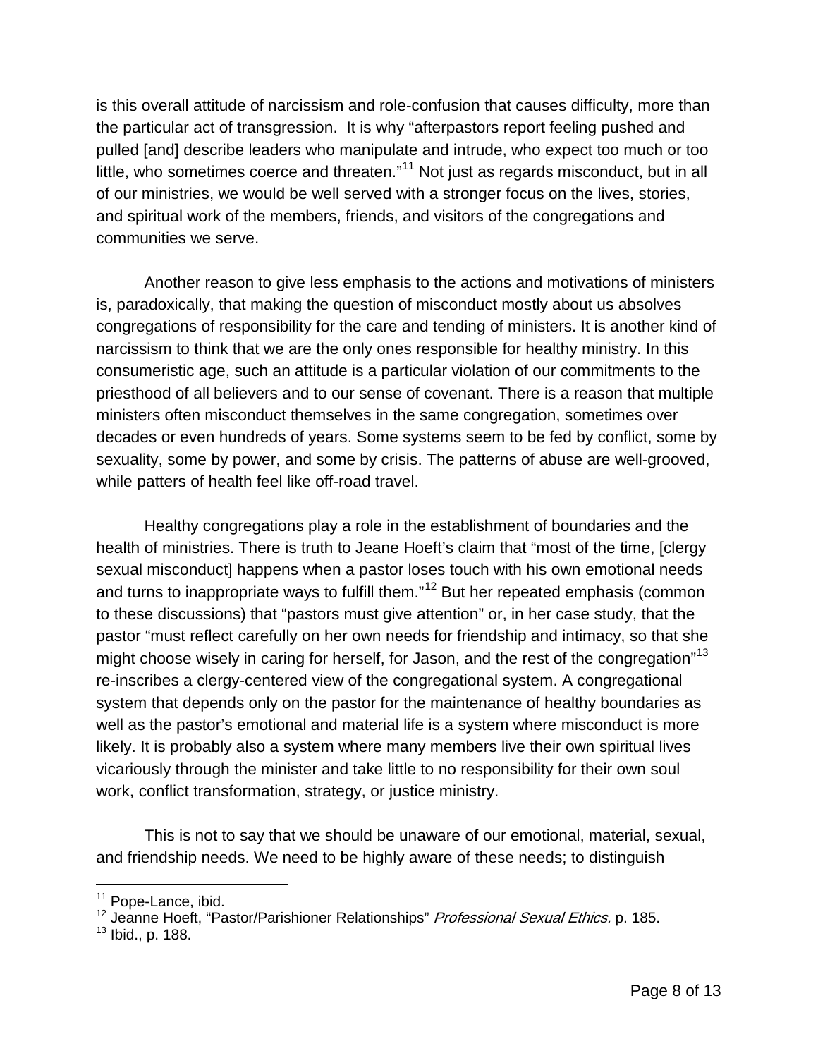is this overall attitude of narcissism and role-confusion that causes difficulty, more than the particular act of transgression. It is why "afterpastors report feeling pushed and pulled [and] describe leaders who manipulate and intrude, who expect too much or too little, who sometimes coerce and threaten."[11] Not just as regards misconduct, but in all of our ministries, we would be well served with a stronger focus on the lives, stories, and spiritual work of the members, friends, and visitors of the congregations and communities we serve.

Another reason to give less emphasis to the actions and motivations of ministers is, paradoxically, that making the question of misconduct mostly about us absolves congregations of responsibility for the care and tending of ministers. It is another kind of narcissism to think that we are the only ones responsible for healthy ministry. In this consumeristic age, such an attitude is a particular violation of our commitments to the priesthood of all believers and to our sense of covenant. There is a reason that multiple ministers often misconduct themselves in the same congregation, sometimes over decades or even hundreds of years. Some systems seem to be fed by conflict, some by sexuality, some by power, and some by crisis. The patterns of abuse are well-grooved, while patters of health feel like off-road travel.

Healthy congregations play a role in the establishment of boundaries and the health of ministries. There is truth to Jeane Hoeft's claim that "most of the time, [clergy sexual misconduct] happens when a pastor loses touch with his own emotional needs and turns to inappropriate ways to fulfill them."[12] But her repeated emphasis (common to these discussions) that "pastors must give attention" or, in her case study, that the pastor "must reflect carefully on her own needs for friendship and intimacy, so that she might choose wisely in caring for herself, for Jason, and the rest of the congregation"[13] re-inscribes a clergy-centered view of the congregational system. A congregational system that depends only on the pastor for the maintenance of healthy boundaries as well as the pastor's emotional and material life is a system where misconduct is more likely. It is probably also a system where many members live their own spiritual lives vicariously through the minister and take little to no responsibility for their own soul work, conflict transformation, strategy, or justice ministry.

This is not to say that we should be unaware of our emotional, material, sexual, and friendship needs. We need to be highly aware of these needs; to distinguish

---

[11] Pope-Lance, ibid.

[12] Jeanne Hoeft, "Pastor/Parishioner Relationships" *Professional Sexual Ethics.* p. 185.

[13] Ibid., p. 188.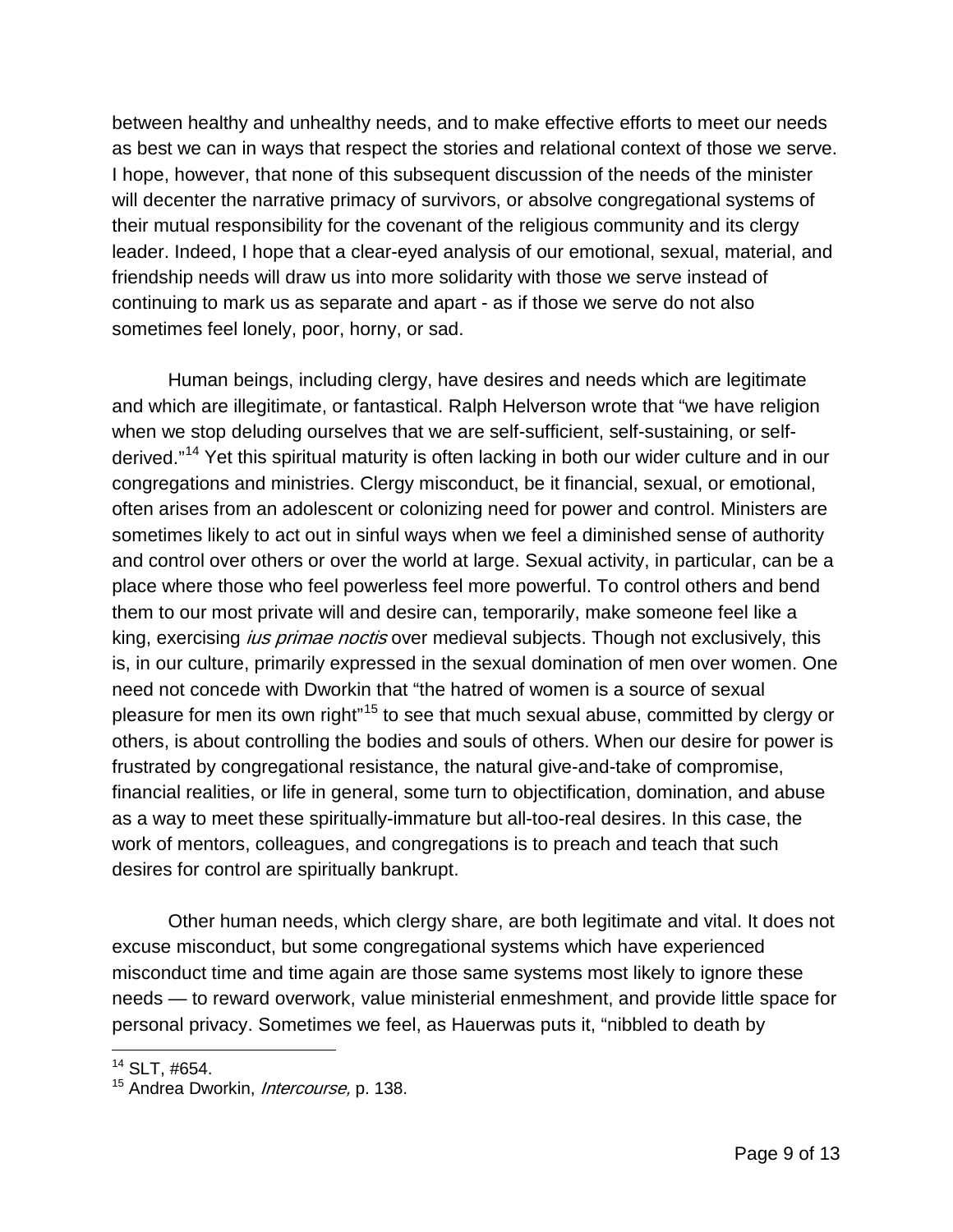between healthy and unhealthy needs, and to make effective efforts to meet our needs as best we can in ways that respect the stories and relational context of those we serve. I hope, however, that none of this subsequent discussion of the needs of the minister will decenter the narrative primacy of survivors, or absolve congregational systems of their mutual responsibility for the covenant of the religious community and its clergy leader. Indeed, I hope that a clear-eyed analysis of our emotional, sexual, material, and friendship needs will draw us into more solidarity with those we serve instead of continuing to mark us as separate and apart - as if those we serve do not also sometimes feel lonely, poor, horny, or sad.

Human beings, including clergy, have desires and needs which are legitimate and which are illegitimate, or fantastical. Ralph Helverson wrote that "we have religion when we stop deluding ourselves that we are self-sufficient, self-sustaining, or self-derived."[14] Yet this spiritual maturity is often lacking in both our wider culture and in our congregations and ministries. Clergy misconduct, be it financial, sexual, or emotional, often arises from an adolescent or colonizing need for power and control. Ministers are sometimes likely to act out in sinful ways when we feel a diminished sense of authority and control over others or over the world at large. Sexual activity, in particular, can be a place where those who feel powerless feel more powerful. To control others and bend them to our most private will and desire can, temporarily, make someone feel like a king, exercising *ius primae noctis* over medieval subjects. Though not exclusively, this is, in our culture, primarily expressed in the sexual domination of men over women. One need not concede with Dworkin that "the hatred of women is a source of sexual pleasure for men its own right"[15] to see that much sexual abuse, committed by clergy or others, is about controlling the bodies and souls of others. When our desire for power is frustrated by congregational resistance, the natural give-and-take of compromise, financial realities, or life in general, some turn to objectification, domination, and abuse as a way to meet these spiritually-immature but all-too-real desires. In this case, the work of mentors, colleagues, and congregations is to preach and teach that such desires for control are spiritually bankrupt.

Other human needs, which clergy share, are both legitimate and vital. It does not excuse misconduct, but some congregational systems which have experienced misconduct time and time again are those same systems most likely to ignore these needs — to reward overwork, value ministerial enmeshment, and provide little space for personal privacy. Sometimes we feel, as Hauerwas puts it, "nibbled to death by

[14] SLT, #654.

[15] Andrea Dworkin, *Intercourse,* p. 138.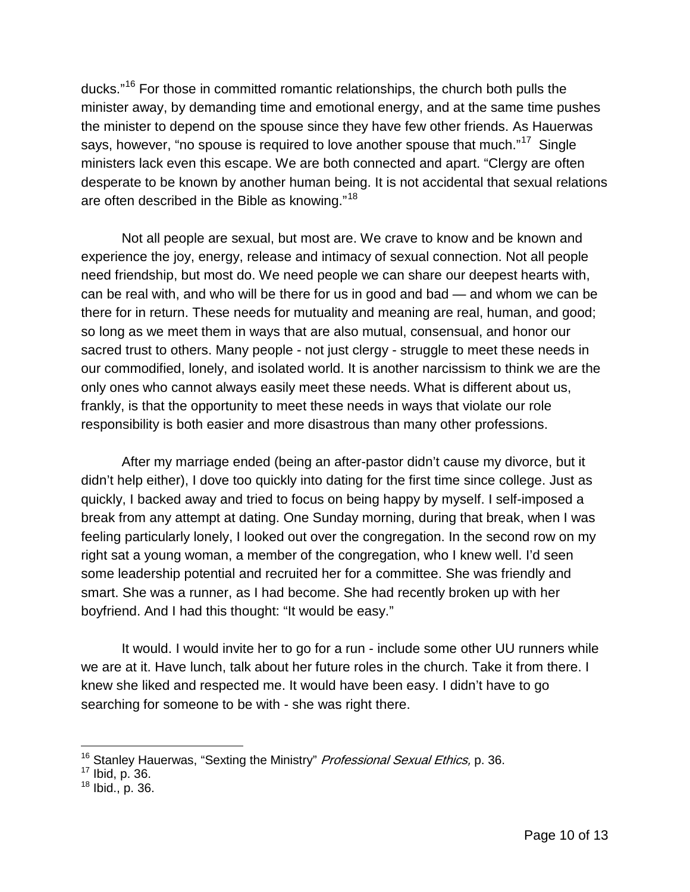ducks."[16] For those in committed romantic relationships, the church both pulls the minister away, by demanding time and emotional energy, and at the same time pushes the minister to depend on the spouse since they have few other friends. As Hauerwas says, however, "no spouse is required to love another spouse that much."[17] Single ministers lack even this escape. We are both connected and apart. "Clergy are often desperate to be known by another human being. It is not accidental that sexual relations are often described in the Bible as knowing."[18]

Not all people are sexual, but most are. We crave to know and be known and experience the joy, energy, release and intimacy of sexual connection. Not all people need friendship, but most do. We need people we can share our deepest hearts with, can be real with, and who will be there for us in good and bad — and whom we can be there for in return. These needs for mutuality and meaning are real, human, and good; so long as we meet them in ways that are also mutual, consensual, and honor our sacred trust to others. Many people - not just clergy - struggle to meet these needs in our commodified, lonely, and isolated world. It is another narcissism to think we are the only ones who cannot always easily meet these needs. What is different about us, frankly, is that the opportunity to meet these needs in ways that violate our role responsibility is both easier and more disastrous than many other professions.

After my marriage ended (being an after-pastor didn't cause my divorce, but it didn't help either), I dove too quickly into dating for the first time since college. Just as quickly, I backed away and tried to focus on being happy by myself. I self-imposed a break from any attempt at dating. One Sunday morning, during that break, when I was feeling particularly lonely, I looked out over the congregation. In the second row on my right sat a young woman, a member of the congregation, who I knew well. I'd seen some leadership potential and recruited her for a committee. She was friendly and smart. She was a runner, as I had become. She had recently broken up with her boyfriend. And I had this thought: "It would be easy."

It would. I would invite her to go for a run - include some other UU runners while we are at it. Have lunch, talk about her future roles in the church. Take it from there. I knew she liked and respected me. It would have been easy. I didn't have to go searching for someone to be with - she was right there.

---

[16] Stanley Hauerwas, "Sexting the Ministry" *Professional Sexual Ethics,* p. 36.
[17] Ibid, p. 36.
[18] Ibid., p. 36.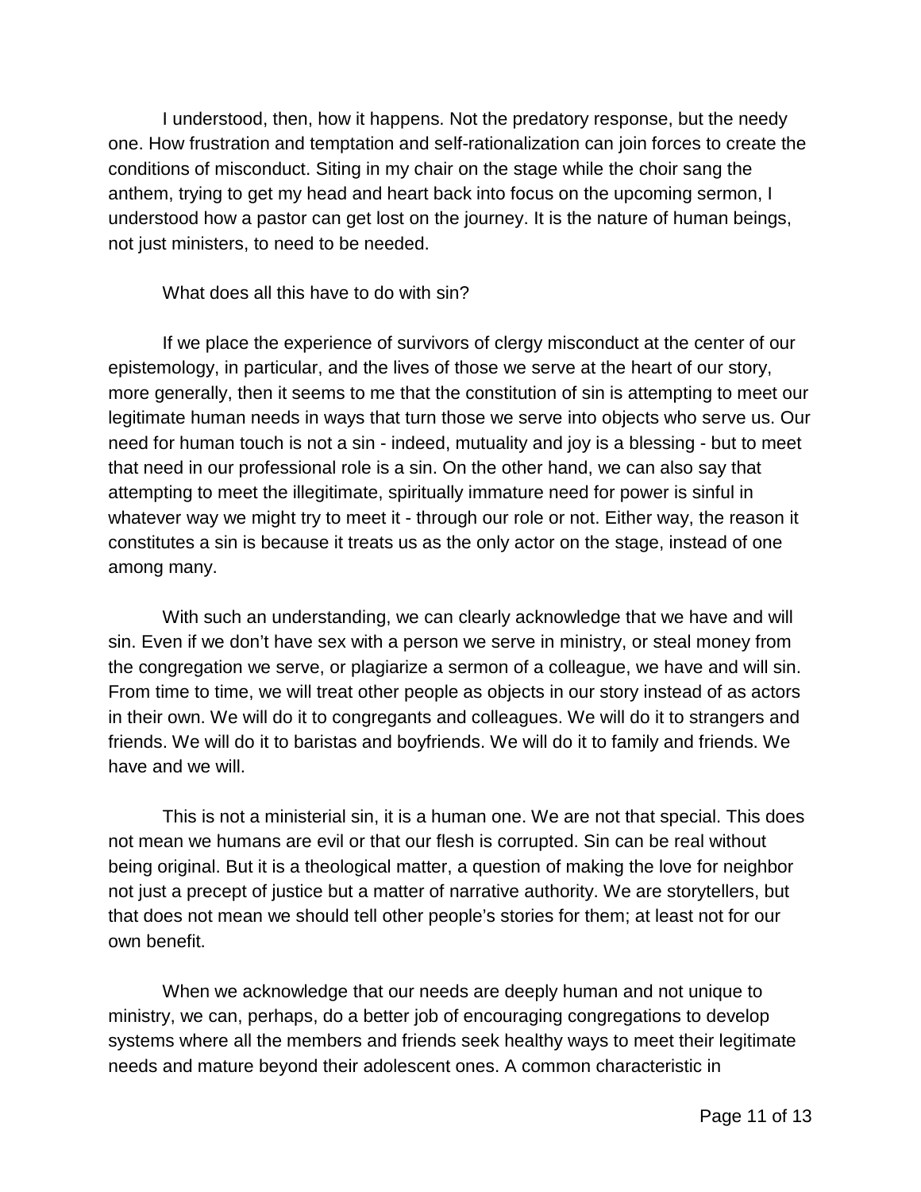I understood, then, how it happens. Not the predatory response, but the needy one. How frustration and temptation and self-rationalization can join forces to create the conditions of misconduct. Siting in my chair on the stage while the choir sang the anthem, trying to get my head and heart back into focus on the upcoming sermon, I understood how a pastor can get lost on the journey. It is the nature of human beings, not just ministers, to need to be needed.

What does all this have to do with sin?

If we place the experience of survivors of clergy misconduct at the center of our epistemology, in particular, and the lives of those we serve at the heart of our story, more generally, then it seems to me that the constitution of sin is attempting to meet our legitimate human needs in ways that turn those we serve into objects who serve us. Our need for human touch is not a sin - indeed, mutuality and joy is a blessing - but to meet that need in our professional role is a sin. On the other hand, we can also say that attempting to meet the illegitimate, spiritually immature need for power is sinful in whatever way we might try to meet it - through our role or not. Either way, the reason it constitutes a sin is because it treats us as the only actor on the stage, instead of one among many.

With such an understanding, we can clearly acknowledge that we have and will sin. Even if we don't have sex with a person we serve in ministry, or steal money from the congregation we serve, or plagiarize a sermon of a colleague, we have and will sin. From time to time, we will treat other people as objects in our story instead of as actors in their own. We will do it to congregants and colleagues. We will do it to strangers and friends. We will do it to baristas and boyfriends. We will do it to family and friends. We have and we will.

This is not a ministerial sin, it is a human one. We are not that special. This does not mean we humans are evil or that our flesh is corrupted. Sin can be real without being original. But it is a theological matter, a question of making the love for neighbor not just a precept of justice but a matter of narrative authority. We are storytellers, but that does not mean we should tell other people's stories for them; at least not for our own benefit.

When we acknowledge that our needs are deeply human and not unique to ministry, we can, perhaps, do a better job of encouraging congregations to develop systems where all the members and friends seek healthy ways to meet their legitimate needs and mature beyond their adolescent ones. A common characteristic in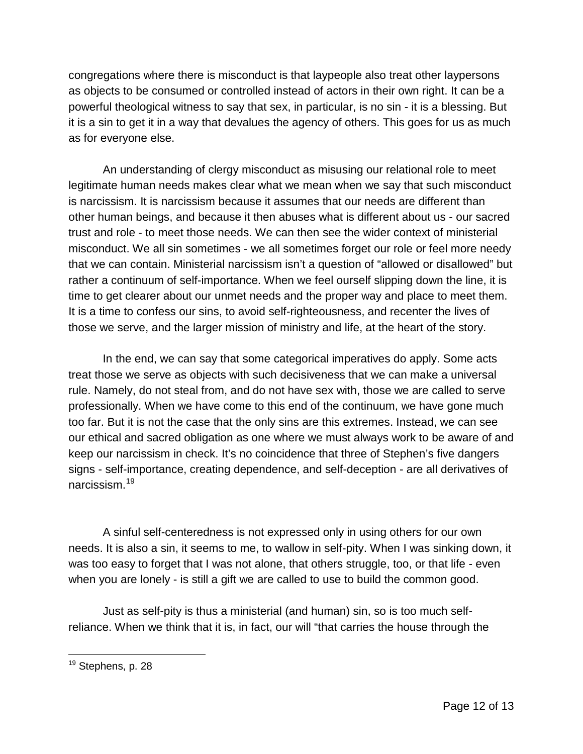congregations where there is misconduct is that laypeople also treat other laypersons as objects to be consumed or controlled instead of actors in their own right. It can be a powerful theological witness to say that sex, in particular, is no sin - it is a blessing. But it is a sin to get it in a way that devalues the agency of others. This goes for us as much as for everyone else.

An understanding of clergy misconduct as misusing our relational role to meet legitimate human needs makes clear what we mean when we say that such misconduct is narcissism. It is narcissism because it assumes that our needs are different than other human beings, and because it then abuses what is different about us - our sacred trust and role - to meet those needs. We can then see the wider context of ministerial misconduct. We all sin sometimes - we all sometimes forget our role or feel more needy that we can contain. Ministerial narcissism isn't a question of "allowed or disallowed" but rather a continuum of self-importance. When we feel ourself slipping down the line, it is time to get clearer about our unmet needs and the proper way and place to meet them. It is a time to confess our sins, to avoid self-righteousness, and recenter the lives of those we serve, and the larger mission of ministry and life, at the heart of the story.

In the end, we can say that some categorical imperatives do apply. Some acts treat those we serve as objects with such decisiveness that we can make a universal rule. Namely, do not steal from, and do not have sex with, those we are called to serve professionally. When we have come to this end of the continuum, we have gone much too far. But it is not the case that the only sins are this extremes. Instead, we can see our ethical and sacred obligation as one where we must always work to be aware of and keep our narcissism in check. It's no coincidence that three of Stephen's five dangers signs - self-importance, creating dependence, and self-deception - are all derivatives of narcissism.[19]

A sinful self-centeredness is not expressed only in using others for our own needs. It is also a sin, it seems to me, to wallow in self-pity. When I was sinking down, it was too easy to forget that I was not alone, that others struggle, too, or that life - even when you are lonely - is still a gift we are called to use to build the common good.

Just as self-pity is thus a ministerial (and human) sin, so is too much self-reliance. When we think that it is, in fact, our will "that carries the house through the

[19] Stephens, p. 28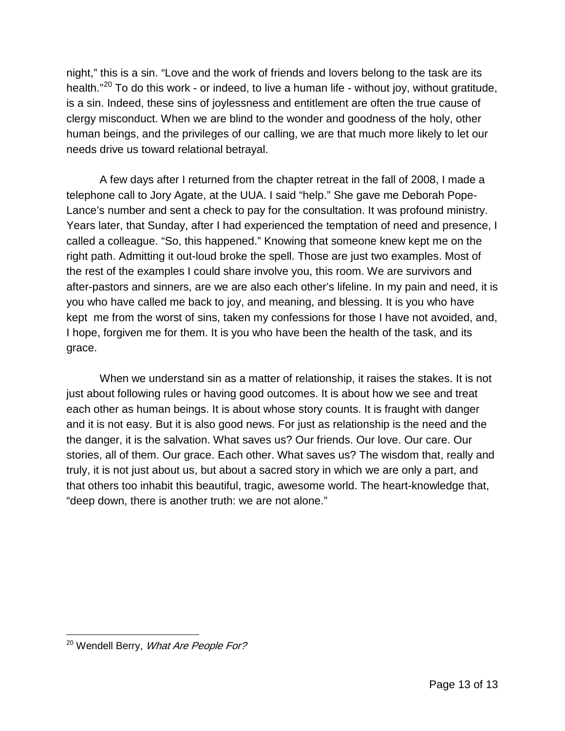night," this is a sin. "Love and the work of friends and lovers belong to the task are its health."[20] To do this work - or indeed, to live a human life - without joy, without gratitude, is a sin. Indeed, these sins of joylessness and entitlement are often the true cause of clergy misconduct. When we are blind to the wonder and goodness of the holy, other human beings, and the privileges of our calling, we are that much more likely to let our needs drive us toward relational betrayal.

A few days after I returned from the chapter retreat in the fall of 2008, I made a telephone call to Jory Agate, at the UUA. I said "help." She gave me Deborah Pope-Lance's number and sent a check to pay for the consultation. It was profound ministry. Years later, that Sunday, after I had experienced the temptation of need and presence, I called a colleague. "So, this happened." Knowing that someone knew kept me on the right path. Admitting it out-loud broke the spell. Those are just two examples. Most of the rest of the examples I could share involve you, this room. We are survivors and after-pastors and sinners, are we are also each other's lifeline. In my pain and need, it is you who have called me back to joy, and meaning, and blessing. It is you who have kept me from the worst of sins, taken my confessions for those I have not avoided, and, I hope, forgiven me for them. It is you who have been the health of the task, and its grace.

When we understand sin as a matter of relationship, it raises the stakes. It is not just about following rules or having good outcomes. It is about how we see and treat each other as human beings. It is about whose story counts. It is fraught with danger and it is not easy. But it is also good news. For just as relationship is the need and the the danger, it is the salvation. What saves us? Our friends. Our love. Our care. Our stories, all of them. Our grace. Each other. What saves us? The wisdom that, really and truly, it is not just about us, but about a sacred story in which we are only a part, and that others too inhabit this beautiful, tragic, awesome world. The heart-knowledge that, "deep down, there is another truth: we are not alone."

---

[20] Wendell Berry, *What Are People For?*